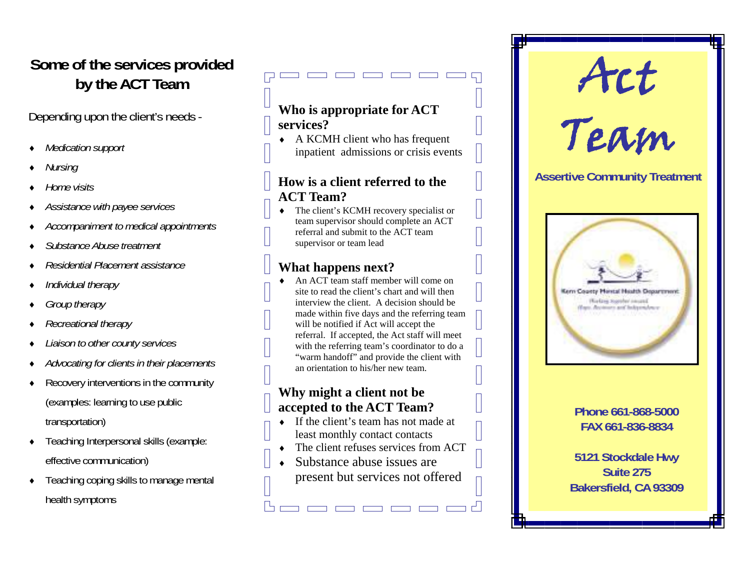## Some of the services provided by the ACT Team

Depending upon the client's needs -

- *Medication support*
- *Nursing*
- *Home visits*
- *Assistance with payee services*
- *Accompaniment to medical appointments*
- *Substance Abuse treatment*
- *Residential Placement assistance*
- *Individual therapy*
- *Group therapy*
- *Recreational therapy*
- *Liaison to other county services*
- *Advocating for clients in their placements*
- Recovery interventions in the community (examples: learning to use public transportation)
- Teaching Interpersonal skills (example: effective communication)
- Teaching coping skills to manage mental health symptoms

### Who is appropriate for ACT services?

- A KCMH client who has frequent inpatient admissions or crisis events

### How is a client referred to the ACT Team?

- The client's KCMH recovery specialist or team supervisor should complete an ACT referral and submit to the ACT team supervisor or team lead

### What happens next?

- An ACT team staff member will come on site to read the client's chart and will then interview the client. A decision should be made within five days and the referring team will be notified if Act will accept the referral. If accepted, the Act staff will meet with the referring team's coordinator to do a "warm handoff" and provide the client with an orientation to his/her new team.

### Why might a client not be accepted to the ACT Team?

- If the client's team has not made at least monthly contact contacts
- The client refuses services from ACT
- Substance abuse issues are present but services not offered

# Act Team

**Assertive Community Treatment**

Kern County Mental Health Department

Working together toward Hope, Recovery and Independence

**Phone 661-868-5000**
**FAX 661-836-8834**

**5121 Stockdale Hwy**
**Suite 275**
**Bakersfield, CA 93309**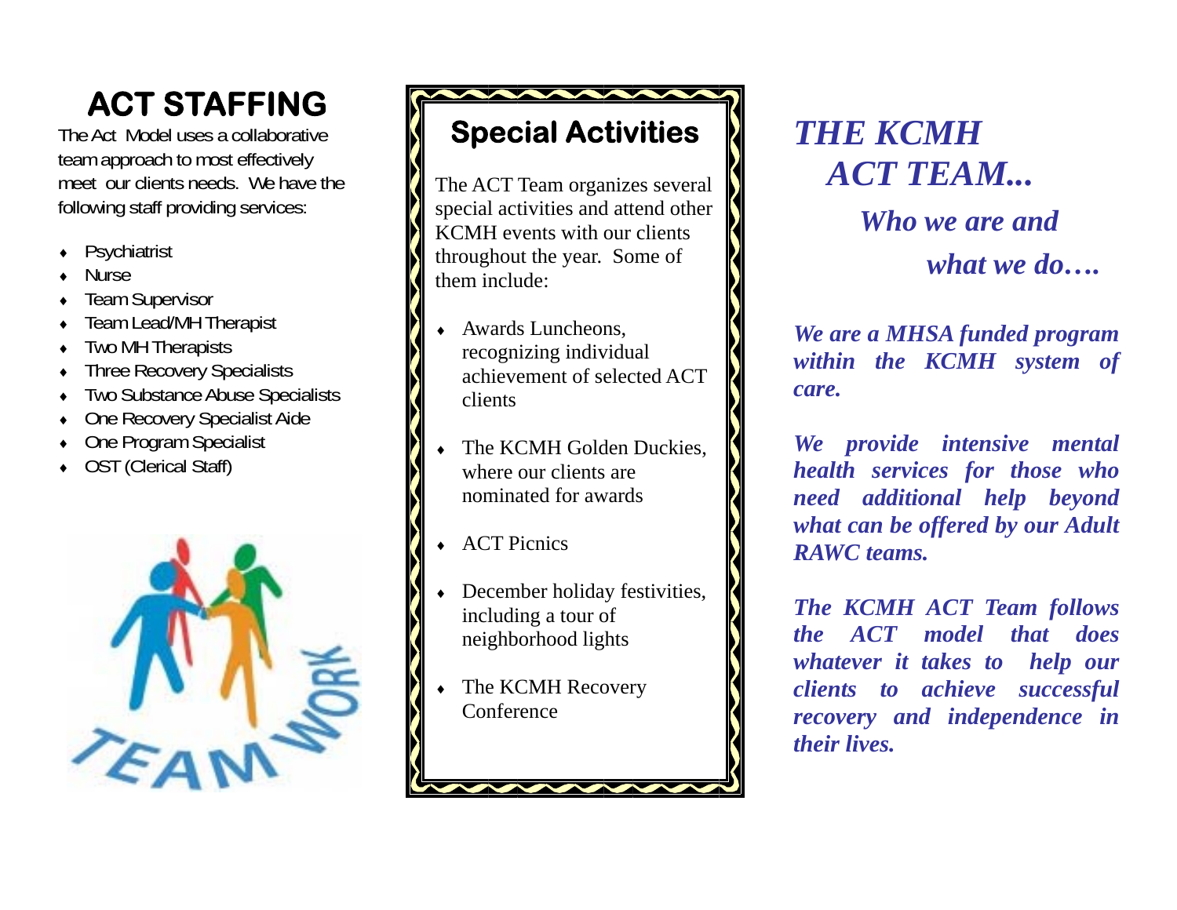## ACT STAFFING

The Act Model uses a collaborative team approach to most effectively meet our clients needs. We have the following staff providing services:

- Psychiatrist
- Nurse
- Team Supervisor
- Team Lead/MH Therapist
- Two MH Therapists
- Three Recovery Specialists
- Two Substance Abuse Specialists
- One Recovery Specialist Aide
- One Program Specialist
- OST (Clerical Staff)

## Special Activities

The ACT Team organizes several special activities and attend other KCMH events with our clients throughout the year. Some of them include:

- Awards Luncheons, recognizing individual achievement of selected ACT clients
- The KCMH Golden Duckies, where our clients are nominated for awards
- ACT Picnics
- December holiday festivities, including a tour of neighborhood lights
- The KCMH Recovery Conference

# *THE KCMH ACT TEAM...*

### *Who we are and what we do….*

***We are a MHSA funded program within the KCMH system of care.***

***We provide intensive mental health services for those who need additional help beyond what can be offered by our Adult RAWC teams.***

***The KCMH ACT Team follows the ACT model that does whatever it takes to help our clients to achieve successful recovery and independence in their lives.***